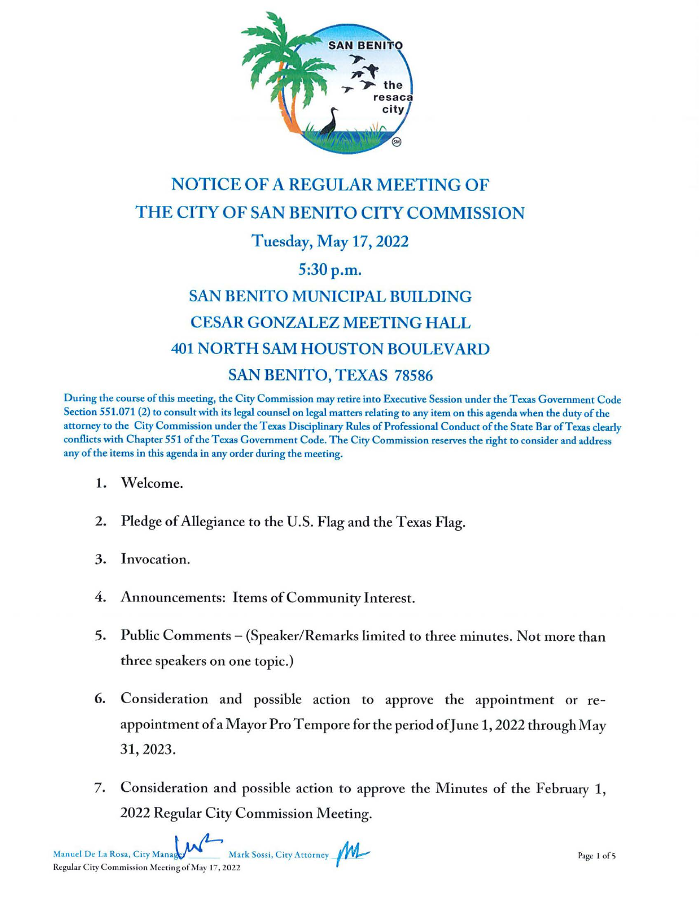# NOTICE OF A REGULAR MEETING OF THE CITY OF SAN BENITO CITY COMMISSION

## Tuesday, May 17, 2022

## 5:30 p.m.

## SAN BENITO MUNICIPAL BUILDING
## CESAR GONZALEZ MEETING HALL
## 401 NORTH SAM HOUSTON BOULEVARD
## SAN BENITO, TEXAS 78586

**During the course of this meeting, the City Commission may retire into Executive Session under the Texas Government Code Section 551.071 (2) to consult with its legal counsel on legal matters relating to any item on this agenda when the duty of the attorney to the City Commission under the Texas Disciplinary Rules of Professional Conduct of the State Bar of Texas clearly conflicts with Chapter 551 of the Texas Government Code. The City Commission reserves the right to consider and address any of the items in this agenda in any order during the meeting.**

1. Welcome.

2. Pledge of Allegiance to the U.S. Flag and the Texas Flag.

3. Invocation.

4. Announcements: Items of Community Interest.

5. Public Comments – (Speaker/Remarks limited to three minutes. Not more than three speakers on one topic.)

6. Consideration and possible action to approve the appointment or re-appointment of a Mayor Pro Tempore for the period of June 1, 2022 through May 31, 2023.

7. Consideration and possible action to approve the Minutes of the February 1, 2022 Regular City Commission Meeting.

Manuel De La Rosa, City Manager Mark Sossi, City Attorney
Regular City Commission Meeting of May 17, 2022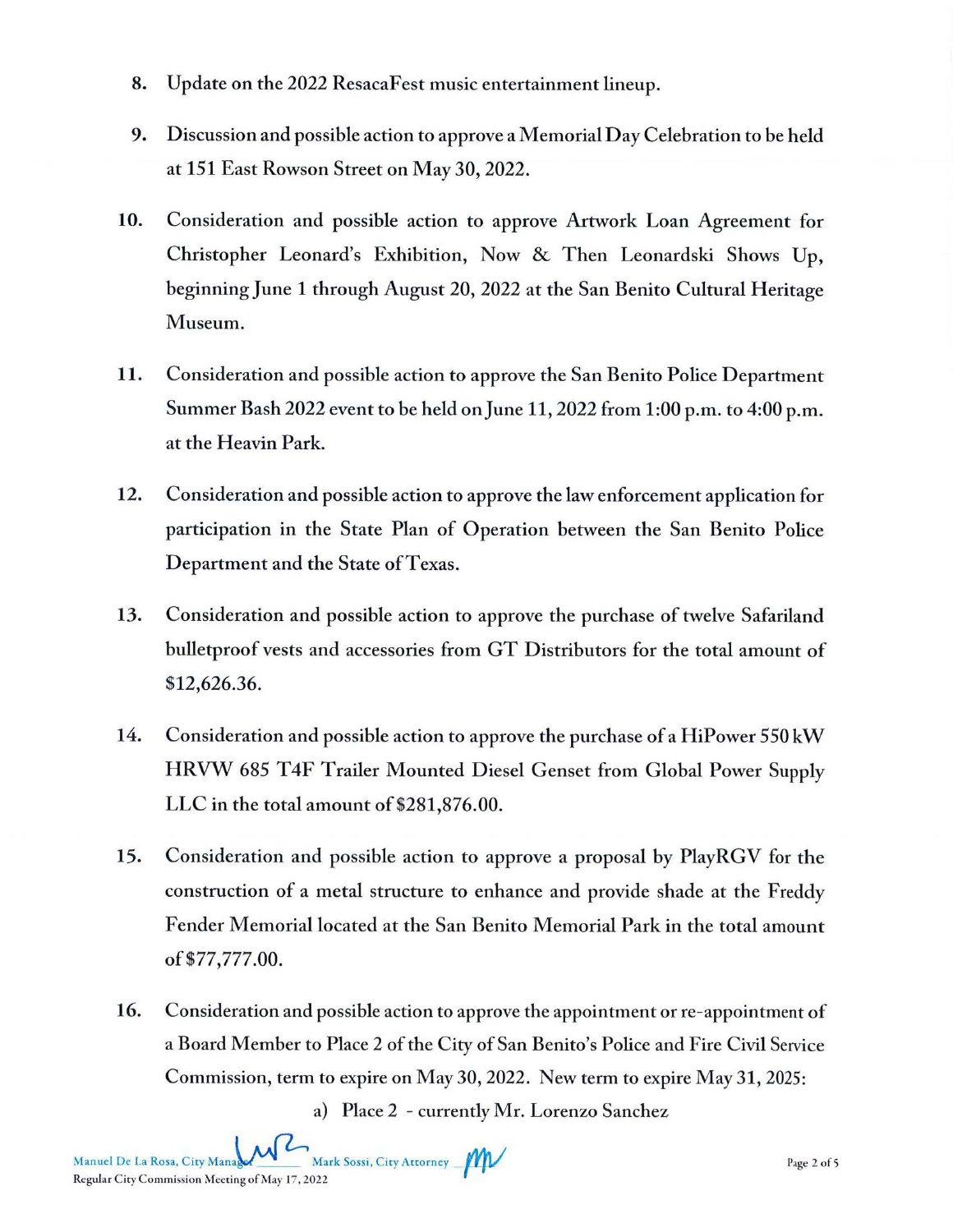8. Update on the 2022 ResacaFest music entertainment lineup.

9. Discussion and possible action to approve a Memorial Day Celebration to be held at 151 East Rowson Street on May 30, 2022.

10. Consideration and possible action to approve Artwork Loan Agreement for Christopher Leonard's Exhibition, Now & Then Leonardski Shows Up, beginning June 1 through August 20, 2022 at the San Benito Cultural Heritage Museum.

11. Consideration and possible action to approve the San Benito Police Department Summer Bash 2022 event to be held on June 11, 2022 from 1:00 p.m. to 4:00 p.m. at the Heavin Park.

12. Consideration and possible action to approve the law enforcement application for participation in the State Plan of Operation between the San Benito Police Department and the State of Texas.

13. Consideration and possible action to approve the purchase of twelve Safariland bulletproof vests and accessories from GT Distributors for the total amount of $12,626.36.

14. Consideration and possible action to approve the purchase of a HiPower 550 kW HRVW 685 T4F Trailer Mounted Diesel Genset from Global Power Supply LLC in the total amount of $281,876.00.

15. Consideration and possible action to approve a proposal by PlayRGV for the construction of a metal structure to enhance and provide shade at the Freddy Fender Memorial located at the San Benito Memorial Park in the total amount of $77,777.00.

16. Consideration and possible action to approve the appointment or re-appointment of a Board Member to Place 2 of the City of San Benito's Police and Fire Civil Service Commission, term to expire on May 30, 2022. New term to expire May 31, 2025:

    a) Place 2 - currently Mr. Lorenzo Sanchez

Manuel De La Rosa, City Manager ______ Mark Sossi, City Attorney ______

Regular City Commission Meeting of May 17, 2022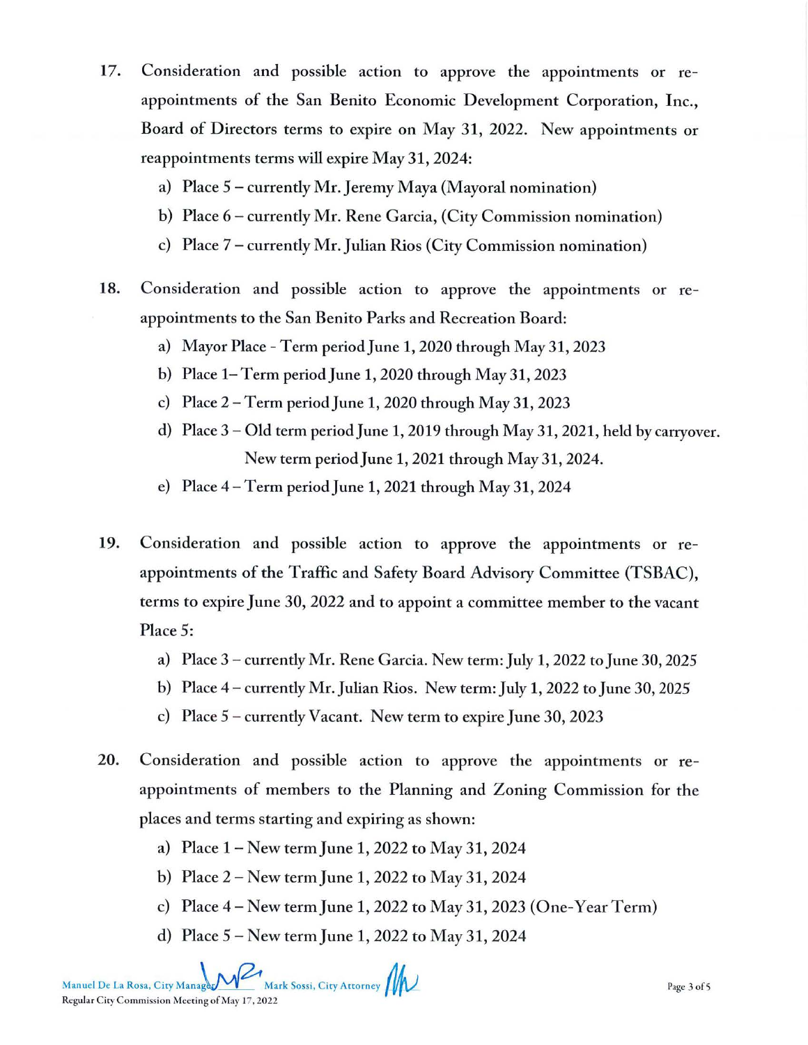17. Consideration and possible action to approve the appointments or re-appointments of the San Benito Economic Development Corporation, Inc., Board of Directors terms to expire on May 31, 2022. New appointments or reappointments terms will expire May 31, 2024:
    a) Place 5 – currently Mr. Jeremy Maya (Mayoral nomination)
    b) Place 6 – currently Mr. Rene Garcia, (City Commission nomination)
    c) Place 7 – currently Mr. Julian Rios (City Commission nomination)

18. Consideration and possible action to approve the appointments or re-appointments to the San Benito Parks and Recreation Board:
    a) Mayor Place - Term period June 1, 2020 through May 31, 2023
    b) Place 1– Term period June 1, 2020 through May 31, 2023
    c) Place 2 – Term period June 1, 2020 through May 31, 2023
    d) Place 3 – Old term period June 1, 2019 through May 31, 2021, held by carryover. New term period June 1, 2021 through May 31, 2024.
    e) Place 4 – Term period June 1, 2021 through May 31, 2024

19. Consideration and possible action to approve the appointments or re-appointments of the Traffic and Safety Board Advisory Committee (TSBAC), terms to expire June 30, 2022 and to appoint a committee member to the vacant Place 5:
    a) Place 3 – currently Mr. Rene Garcia. New term: July 1, 2022 to June 30, 2025
    b) Place 4 – currently Mr. Julian Rios. New term: July 1, 2022 to June 30, 2025
    c) Place 5 – currently Vacant. New term to expire June 30, 2023

20. Consideration and possible action to approve the appointments or re-appointments of members to the Planning and Zoning Commission for the places and terms starting and expiring as shown:
    a) Place 1 – New term June 1, 2022 to May 31, 2024
    b) Place 2 – New term June 1, 2022 to May 31, 2024
    c) Place 4 – New term June 1, 2022 to May 31, 2023 (One-Year Term)
    d) Place 5 – New term June 1, 2022 to May 31, 2024

Manuel De La Rosa, City Manager Mark Sossi, City Attorney
Regular City Commission Meeting of May 17, 2022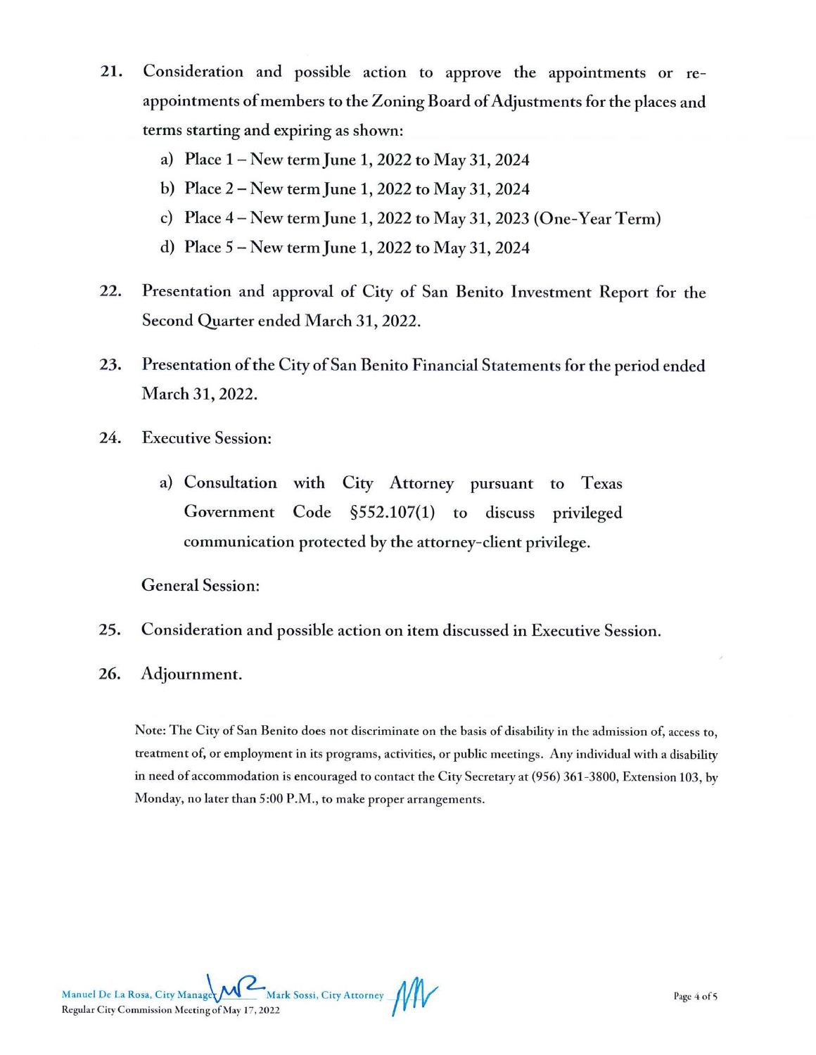21. Consideration and possible action to approve the appointments or re-appointments of members to the Zoning Board of Adjustments for the places and terms starting and expiring as shown:
    a) Place 1 – New term June 1, 2022 to May 31, 2024
    b) Place 2 – New term June 1, 2022 to May 31, 2024
    c) Place 4 – New term June 1, 2022 to May 31, 2023 (One-Year Term)
    d) Place 5 – New term June 1, 2022 to May 31, 2024

22. Presentation and approval of City of San Benito Investment Report for the Second Quarter ended March 31, 2022.

23. Presentation of the City of San Benito Financial Statements for the period ended March 31, 2022.

24. Executive Session:
    a) Consultation with City Attorney pursuant to Texas Government Code §552.107(1) to discuss privileged communication protected by the attorney-client privilege.

General Session:

25. Consideration and possible action on item discussed in Executive Session.

26. Adjournment.

Note: The City of San Benito does not discriminate on the basis of disability in the admission of, access to, treatment of, or employment in its programs, activities, or public meetings. Any individual with a disability in need of accommodation is encouraged to contact the City Secretary at (956) 361-3800, Extension 103, by Monday, no later than 5:00 P.M., to make proper arrangements.

Manuel De La Rosa, City Manager MR Mark Sossi, City Attorney MW
Regular City Commission Meeting of May 17, 2022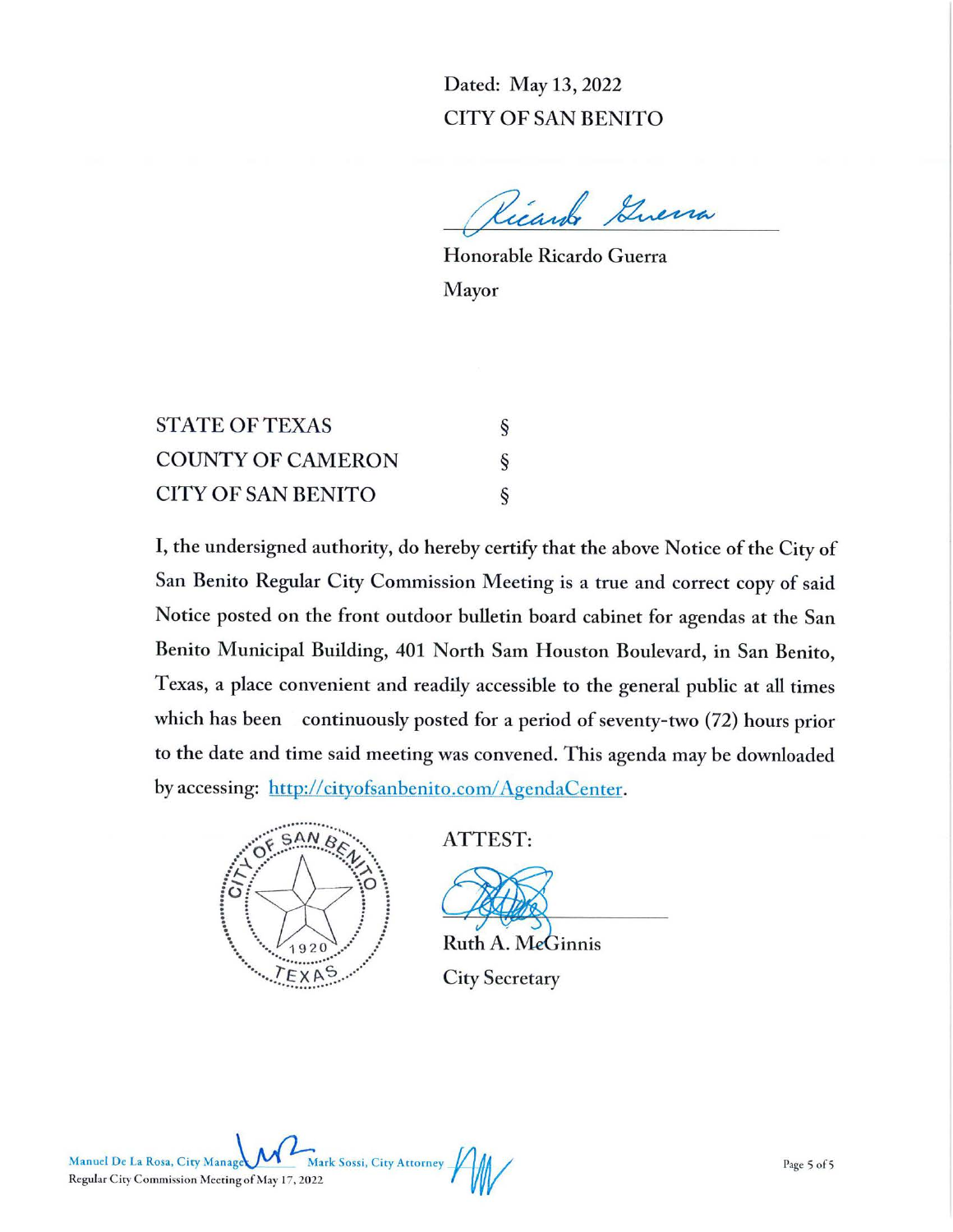Dated: May 13, 2022

CITY OF SAN BENITO

Honorable Ricardo Guerra

Mayor

| | |
|---|---|
| STATE OF TEXAS | § |
| COUNTY OF CAMERON | § |
| CITY OF SAN BENITO | § |

I, the undersigned authority, do hereby certify that the above Notice of the City of San Benito Regular City Commission Meeting is a true and correct copy of said Notice posted on the front outdoor bulletin board cabinet for agendas at the San Benito Municipal Building, 401 North Sam Houston Boulevard, in San Benito, Texas, a place convenient and readily accessible to the general public at all times which has been continuously posted for a period of seventy-two (72) hours prior to the date and time said meeting was convened. This agenda may be downloaded by accessing: http://cityofsanbenito.com/AgendaCenter.

CITY OF SAN BENITO 1920 TEXAS

ATTEST:

Ruth A. McGinnis

City Secretary

Manuel De La Rosa, City Manager Mark Sossi, City Attorney

Regular City Commission Meeting of May 17, 2022